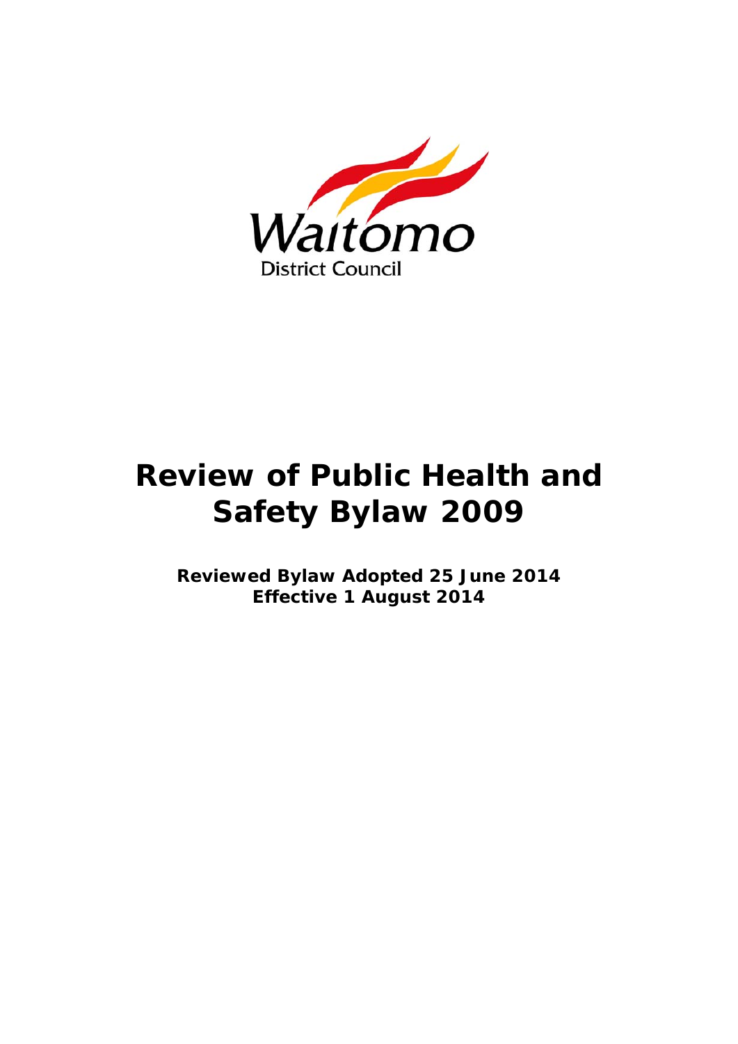Waitomo
District Council

# Review of Public Health and Safety Bylaw 2009

**Reviewed Bylaw Adopted 25 June 2014**
**Effective 1 August 2014**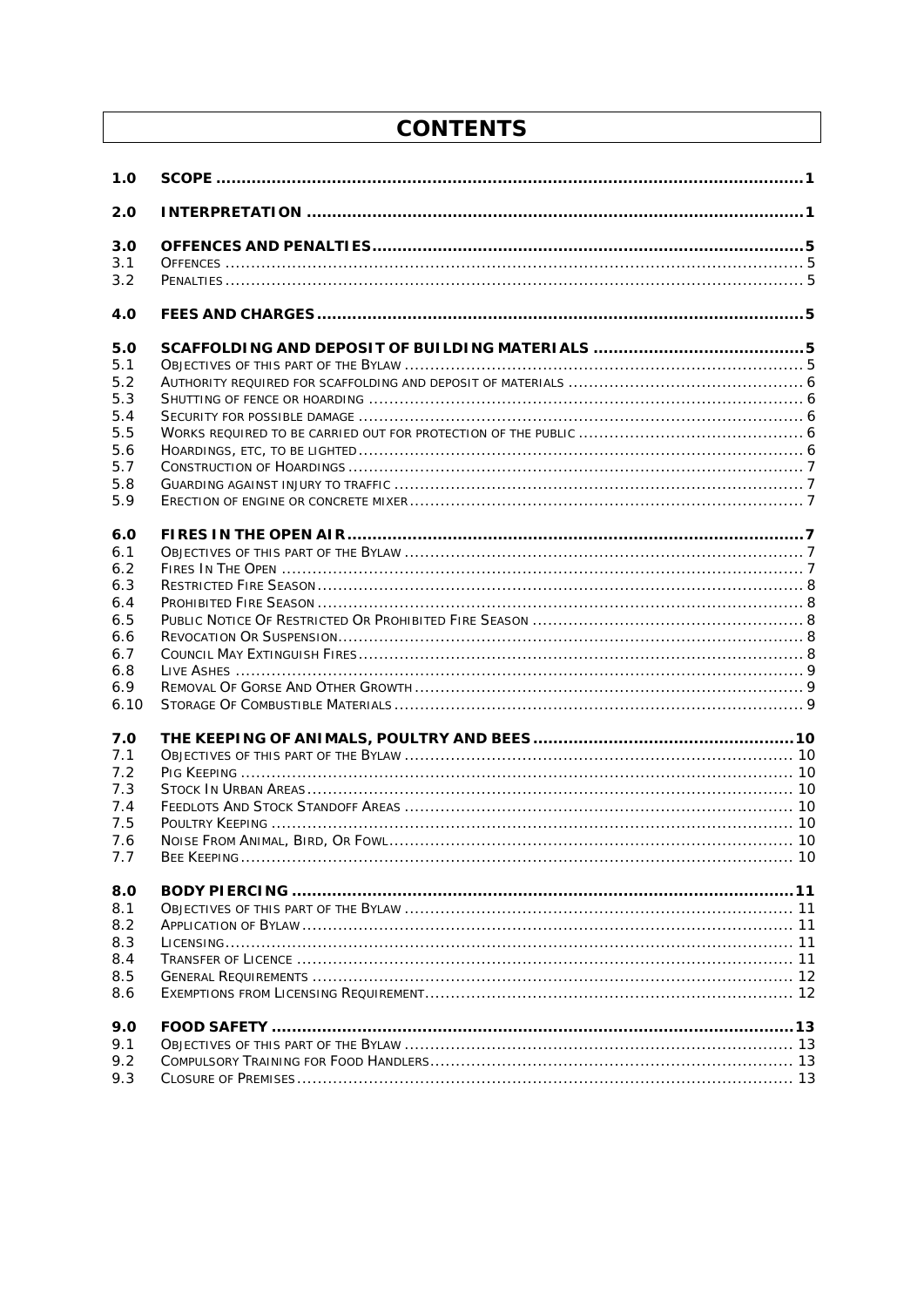# CONTENTS

| | | |
|---|---|---|
| **1.0** | **SCOPE** | **1** |
| **2.0** | **INTERPRETATION** | **1** |
| **3.0** | **OFFENCES AND PENALTIES** | **5** |
| 3.1 | OFFENCES | 5 |
| 3.2 | PENALTIES | 5 |
| **4.0** | **FEES AND CHARGES** | **5** |
| **5.0** | **SCAFFOLDING AND DEPOSIT OF BUILDING MATERIALS** | **5** |
| 5.1 | OBJECTIVES OF THIS PART OF THE BYLAW | 5 |
| 5.2 | AUTHORITY REQUIRED FOR SCAFFOLDING AND DEPOSIT OF MATERIALS | 6 |
| 5.3 | SHUTTING OF FENCE OR HOARDING | 6 |
| 5.4 | SECURITY FOR POSSIBLE DAMAGE | 6 |
| 5.5 | WORKS REQUIRED TO BE CARRIED OUT FOR PROTECTION OF THE PUBLIC | 6 |
| 5.6 | HOARDINGS, ETC, TO BE LIGHTED | 6 |
| 5.7 | CONSTRUCTION OF HOARDINGS | 7 |
| 5.8 | GUARDING AGAINST INJURY TO TRAFFIC | 7 |
| 5.9 | ERECTION OF ENGINE OR CONCRETE MIXER | 7 |
| **6.0** | **FIRES IN THE OPEN AIR** | **7** |
| 6.1 | OBJECTIVES OF THIS PART OF THE BYLAW | 7 |
| 6.2 | FIRES IN THE OPEN | 7 |
| 6.3 | RESTRICTED FIRE SEASON | 8 |
| 6.4 | PROHIBITED FIRE SEASON | 8 |
| 6.5 | PUBLIC NOTICE OF RESTRICTED OR PROHIBITED FIRE SEASON | 8 |
| 6.6 | REVOCATION OR SUSPENSION | 8 |
| 6.7 | COUNCIL MAY EXTINGUISH FIRES | 8 |
| 6.8 | LIVE ASHES | 9 |
| 6.9 | REMOVAL OF GORSE AND OTHER GROWTH | 9 |
| 6.10 | STORAGE OF COMBUSTIBLE MATERIALS | 9 |
| **7.0** | **THE KEEPING OF ANIMALS, POULTRY AND BEES** | **10** |
| 7.1 | OBJECTIVES OF THIS PART OF THE BYLAW | 10 |
| 7.2 | PIG KEEPING | 10 |
| 7.3 | STOCK IN URBAN AREAS | 10 |
| 7.4 | FEEDLOTS AND STOCK STANDOFF AREAS | 10 |
| 7.5 | POULTRY KEEPING | 10 |
| 7.6 | NOISE FROM ANIMAL, BIRD, OR FOWL | 10 |
| 7.7 | BEE KEEPING | 10 |
| **8.0** | **BODY PIERCING** | **11** |
| 8.1 | OBJECTIVES OF THIS PART OF THE BYLAW | 11 |
| 8.2 | APPLICATION OF BYLAW | 11 |
| 8.3 | LICENSING | 11 |
| 8.4 | TRANSFER OF LICENCE | 11 |
| 8.5 | GENERAL REQUIREMENTS | 12 |
| 8.6 | EXEMPTIONS FROM LICENSING REQUIREMENT | 12 |
| **9.0** | **FOOD SAFETY** | **13** |
| 9.1 | OBJECTIVES OF THIS PART OF THE BYLAW | 13 |
| 9.2 | COMPULSORY TRAINING FOR FOOD HANDLERS | 13 |
| 9.3 | CLOSURE OF PREMISES | 13 |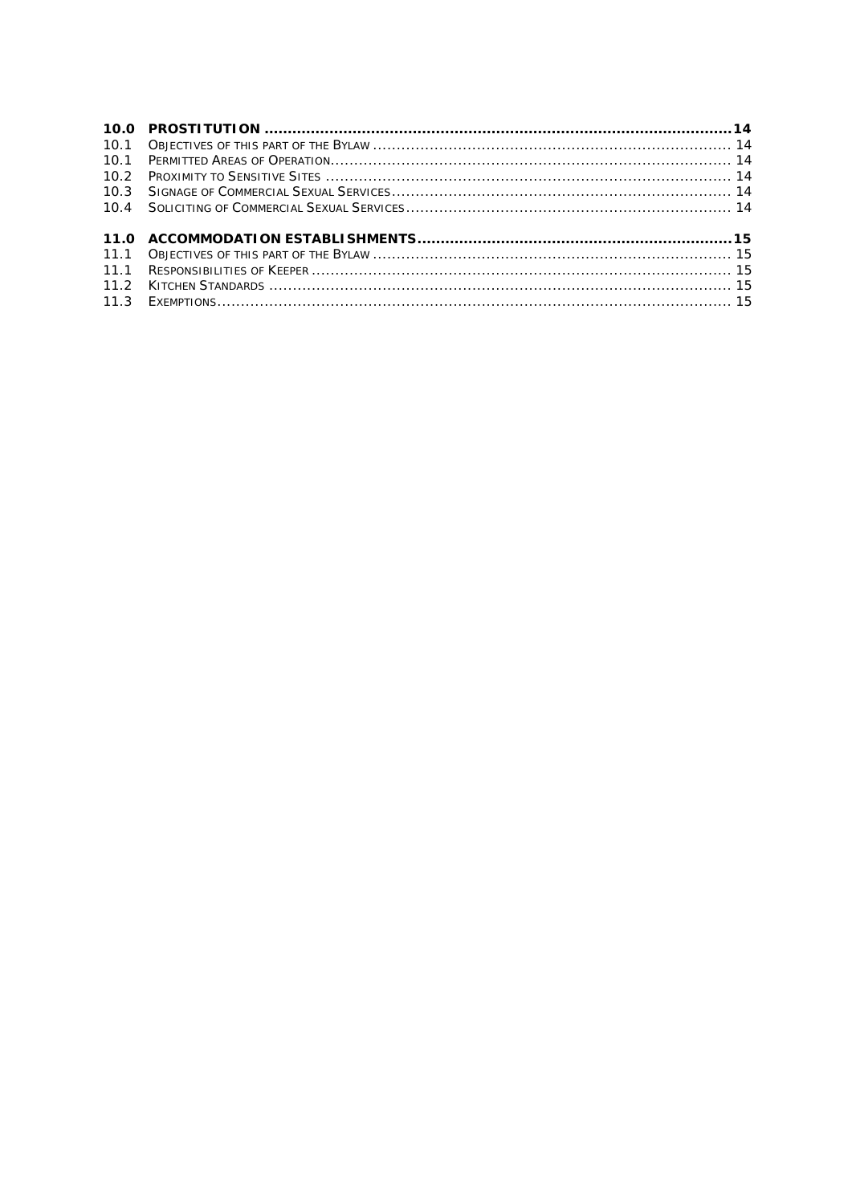**10.0 PROSTITUTION ........................................................................................................ 14**

10.1 OBJECTIVES OF THIS PART OF THE BYLAW ........................................................................... 14

10.1 PERMITTED AREAS OF OPERATION.................................................................................... 14

10.2 PROXIMITY TO SENSITIVE SITES ..................................................................................... 14

10.3 SIGNAGE OF COMMERCIAL SEXUAL SERVICES........................................................................ 14

10.4 SOLICITING OF COMMERCIAL SEXUAL SERVICES..................................................................... 14

**11.0 ACCOMMODATION ESTABLISHMENTS.................................................................. 15**

11.1 OBJECTIVES OF THIS PART OF THE BYLAW ........................................................................... 15

11.1 RESPONSIBILITIES OF KEEPER ........................................................................................ 15

11.2 KITCHEN STANDARDS ................................................................................................. 15

11.3 EXEMPTIONS............................................................................................................ 15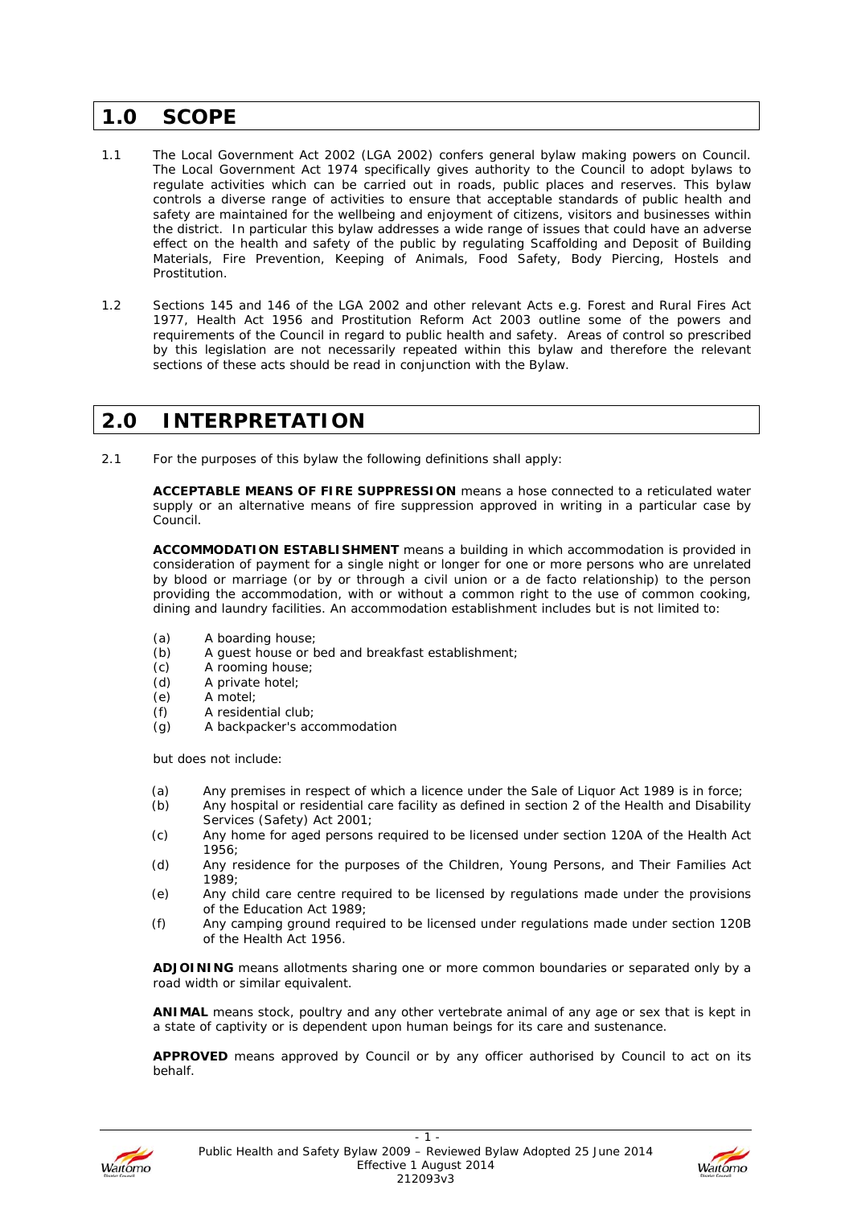## 1.0 SCOPE

1.1 The Local Government Act 2002 (LGA 2002) confers general bylaw making powers on Council. The Local Government Act 1974 specifically gives authority to the Council to adopt bylaws to regulate activities which can be carried out in roads, public places and reserves. This bylaw controls a diverse range of activities to ensure that acceptable standards of public health and safety are maintained for the wellbeing and enjoyment of citizens, visitors and businesses within the district. In particular this bylaw addresses a wide range of issues that could have an adverse effect on the health and safety of the public by regulating Scaffolding and Deposit of Building Materials, Fire Prevention, Keeping of Animals, Food Safety, Body Piercing, Hostels and Prostitution.

1.2 Sections 145 and 146 of the LGA 2002 and other relevant Acts e.g. Forest and Rural Fires Act 1977, Health Act 1956 and Prostitution Reform Act 2003 outline some of the powers and requirements of the Council in regard to public health and safety. Areas of control so prescribed by this legislation are not necessarily repeated within this bylaw and therefore the relevant sections of these acts should be read in conjunction with the Bylaw.

## 2.0 INTERPRETATION

2.1 For the purposes of this bylaw the following definitions shall apply:

**ACCEPTABLE MEANS OF FIRE SUPPRESSION** means a hose connected to a reticulated water supply or an alternative means of fire suppression approved in writing in a particular case by Council.

**ACCOMMODATION ESTABLISHMENT** means a building in which accommodation is provided in consideration of payment for a single night or longer for one or more persons who are unrelated by blood or marriage (or by or through a civil union or a de facto relationship) to the person providing the accommodation, with or without a common right to the use of common cooking, dining and laundry facilities. An accommodation establishment includes but is not limited to:

(a) A boarding house;
(b) A guest house or bed and breakfast establishment;
(c) A rooming house;
(d) A private hotel;
(e) A motel;
(f) A residential club;
(g) A backpacker's accommodation

but does not include:

(a) Any premises in respect of which a licence under the Sale of Liquor Act 1989 is in force;
(b) Any hospital or residential care facility as defined in section 2 of the Health and Disability Services (Safety) Act 2001;
(c) Any home for aged persons required to be licensed under section 120A of the Health Act 1956;
(d) Any residence for the purposes of the Children, Young Persons, and Their Families Act 1989;
(e) Any child care centre required to be licensed by regulations made under the provisions of the Education Act 1989;
(f) Any camping ground required to be licensed under regulations made under section 120B of the Health Act 1956.

**ADJOINING** means allotments sharing one or more common boundaries or separated only by a road width or similar equivalent.

**ANIMAL** means stock, poultry and any other vertebrate animal of any age or sex that is kept in a state of captivity or is dependent upon human beings for its care and sustenance.

**APPROVED** means approved by Council or by any officer authorised by Council to act on its behalf.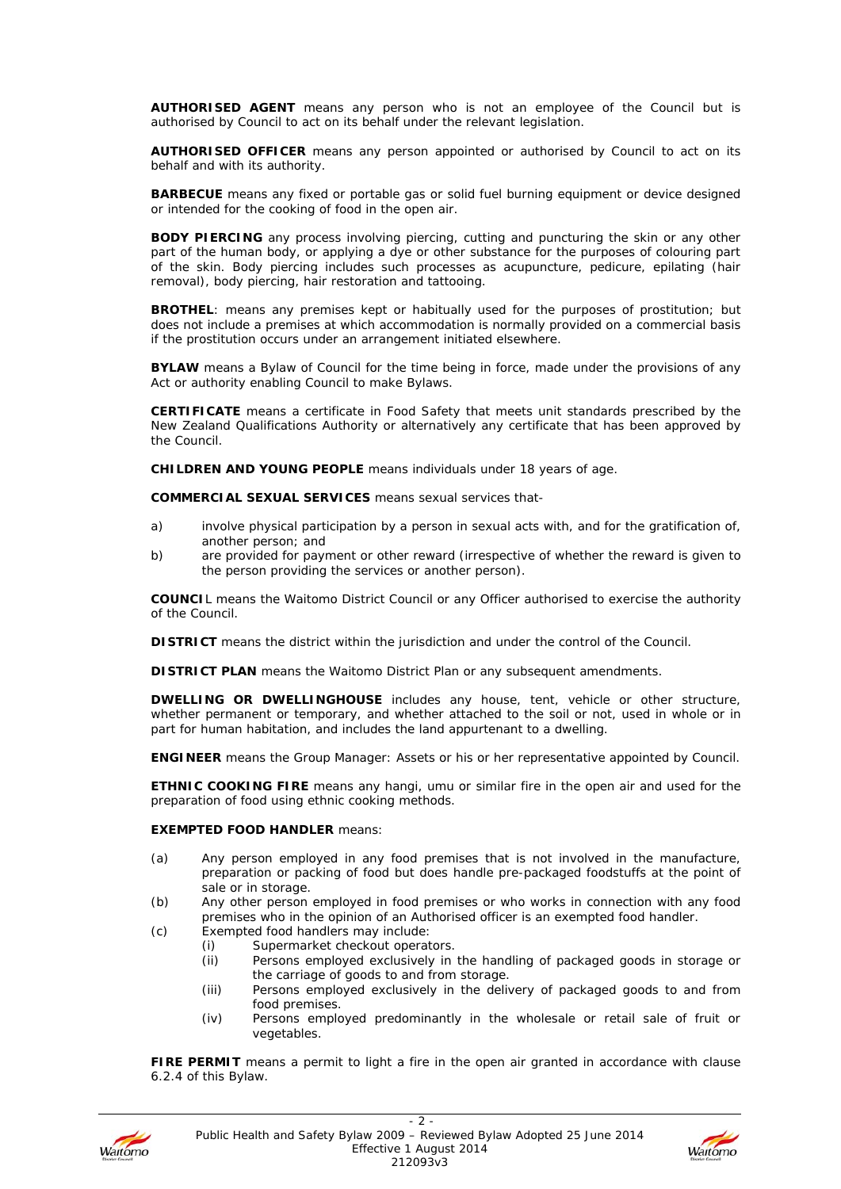**AUTHORISED AGENT** means any person who is not an employee of the Council but is authorised by Council to act on its behalf under the relevant legislation.

**AUTHORISED OFFICER** means any person appointed or authorised by Council to act on its behalf and with its authority.

**BARBECUE** means any fixed or portable gas or solid fuel burning equipment or device designed or intended for the cooking of food in the open air.

**BODY PIERCING** any process involving piercing, cutting and puncturing the skin or any other part of the human body, or applying a dye or other substance for the purposes of colouring part of the skin. Body piercing includes such processes as acupuncture, pedicure, epilating (hair removal), body piercing, hair restoration and tattooing.

**BROTHEL**: means any premises kept or habitually used for the purposes of prostitution; but does not include a premises at which accommodation is normally provided on a commercial basis if the prostitution occurs under an arrangement initiated elsewhere.

**BYLAW** means a Bylaw of Council for the time being in force, made under the provisions of any Act or authority enabling Council to make Bylaws.

**CERTIFICATE** means a certificate in Food Safety that meets unit standards prescribed by the New Zealand Qualifications Authority or alternatively any certificate that has been approved by the Council.

**CHILDREN AND YOUNG PEOPLE** means individuals under 18 years of age.

**COMMERCIAL SEXUAL SERVICES** means sexual services that-

a) involve physical participation by a person in sexual acts with, and for the gratification of, another person; and
b) are provided for payment or other reward (irrespective of whether the reward is given to the person providing the services or another person).

**COUNCIL** means the Waitomo District Council or any Officer authorised to exercise the authority of the Council.

**DISTRICT** means the district within the jurisdiction and under the control of the Council.

**DISTRICT PLAN** means the Waitomo District Plan or any subsequent amendments.

**DWELLING OR DWELLINGHOUSE** includes any house, tent, vehicle or other structure, whether permanent or temporary, and whether attached to the soil or not, used in whole or in part for human habitation, and includes the land appurtenant to a dwelling.

**ENGINEER** means the Group Manager: Assets or his or her representative appointed by Council.

**ETHNIC COOKING FIRE** means any hangi, umu or similar fire in the open air and used for the preparation of food using ethnic cooking methods.

**EXEMPTED FOOD HANDLER** means:

(a) Any person employed in any food premises that is not involved in the manufacture, preparation or packing of food but does handle pre-packaged foodstuffs at the point of sale or in storage.
(b) Any other person employed in food premises or who works in connection with any food premises who in the opinion of an Authorised officer is an exempted food handler.
(c) Exempted food handlers may include:
    (i) Supermarket checkout operators.
    (ii) Persons employed exclusively in the handling of packaged goods in storage or the carriage of goods to and from storage.
    (iii) Persons employed exclusively in the delivery of packaged goods to and from food premises.
    (iv) Persons employed predominantly in the wholesale or retail sale of fruit or vegetables.

**FIRE PERMIT** means a permit to light a fire in the open air granted in accordance with clause 6.2.4 of this Bylaw.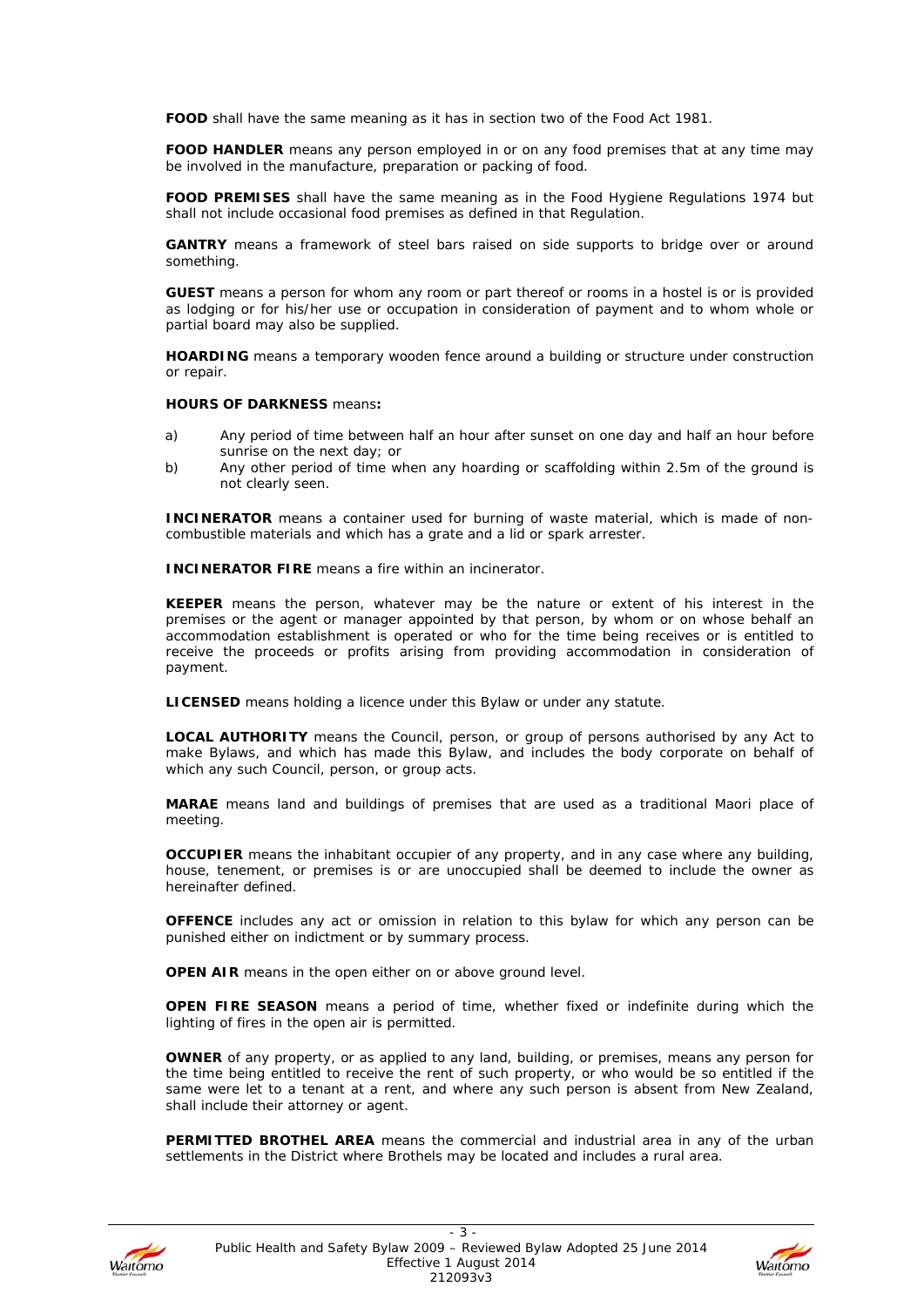**FOOD** shall have the same meaning as it has in section two of the Food Act 1981.

**FOOD HANDLER** means any person employed in or on any food premises that at any time may be involved in the manufacture, preparation or packing of food.

**FOOD PREMISES** shall have the same meaning as in the Food Hygiene Regulations 1974 but shall not include occasional food premises as defined in that Regulation.

**GANTRY** means a framework of steel bars raised on side supports to bridge over or around something.

**GUEST** means a person for whom any room or part thereof or rooms in a hostel is or is provided as lodging or for his/her use or occupation in consideration of payment and to whom whole or partial board may also be supplied.

**HOARDING** means a temporary wooden fence around a building or structure under construction or repair.

**HOURS OF DARKNESS** means**:**

a) Any period of time between half an hour after sunset on one day and half an hour before sunrise on the next day; or

b) Any other period of time when any hoarding or scaffolding within 2.5m of the ground is not clearly seen.

**INCINERATOR** means a container used for burning of waste material, which is made of non-combustible materials and which has a grate and a lid or spark arrester.

**INCINERATOR FIRE** means a fire within an incinerator.

**KEEPER** means the person, whatever may be the nature or extent of his interest in the premises or the agent or manager appointed by that person, by whom or on whose behalf an accommodation establishment is operated or who for the time being receives or is entitled to receive the proceeds or profits arising from providing accommodation in consideration of payment.

**LICENSED** means holding a licence under this Bylaw or under any statute.

**LOCAL AUTHORITY** means the Council, person, or group of persons authorised by any Act to make Bylaws, and which has made this Bylaw, and includes the body corporate on behalf of which any such Council, person, or group acts.

**MARAE** means land and buildings of premises that are used as a traditional Maori place of meeting.

**OCCUPIER** means the inhabitant occupier of any property, and in any case where any building, house, tenement, or premises is or are unoccupied shall be deemed to include the owner as hereinafter defined.

**OFFENCE** includes any act or omission in relation to this bylaw for which any person can be punished either on indictment or by summary process.

**OPEN AIR** means in the open either on or above ground level.

**OPEN FIRE SEASON** means a period of time, whether fixed or indefinite during which the lighting of fires in the open air is permitted.

**OWNER** of any property, or as applied to any land, building, or premises, means any person for the time being entitled to receive the rent of such property, or who would be so entitled if the same were let to a tenant at a rent, and where any such person is absent from New Zealand, shall include their attorney or agent.

**PERMITTED BROTHEL AREA** means the commercial and industrial area in any of the urban settlements in the District where Brothels may be located and includes a rural area.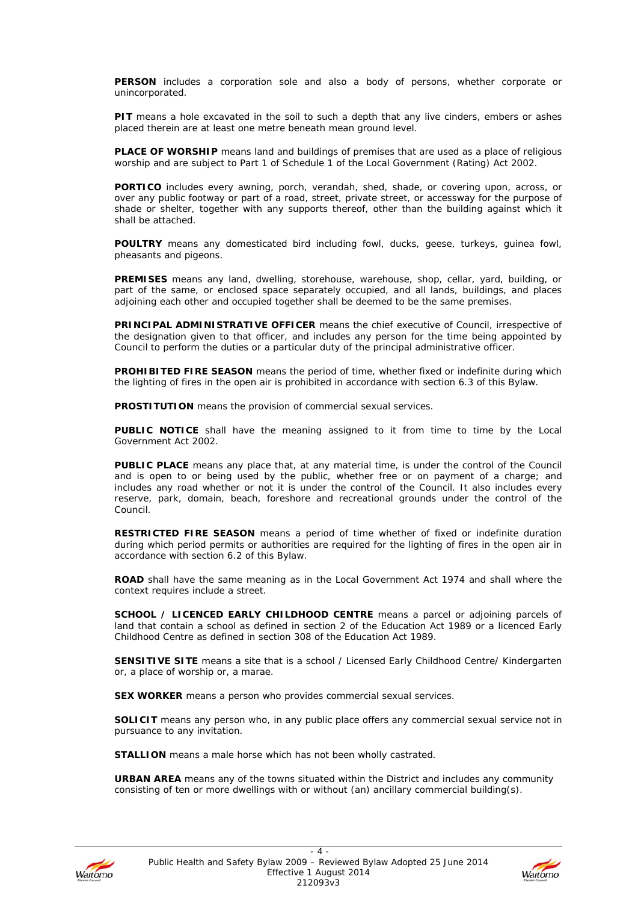**PERSON** includes a corporation sole and also a body of persons, whether corporate or unincorporated.

**PIT** means a hole excavated in the soil to such a depth that any live cinders, embers or ashes placed therein are at least one metre beneath mean ground level.

**PLACE OF WORSHIP** means land and buildings of premises that are used as a place of religious worship and are subject to Part 1 of Schedule 1 of the Local Government (Rating) Act 2002.

**PORTICO** includes every awning, porch, verandah, shed, shade, or covering upon, across, or over any public footway or part of a road, street, private street, or accessway for the purpose of shade or shelter, together with any supports thereof, other than the building against which it shall be attached.

**POULTRY** means any domesticated bird including fowl, ducks, geese, turkeys, guinea fowl, pheasants and pigeons.

**PREMISES** means any land, dwelling, storehouse, warehouse, shop, cellar, yard, building, or part of the same, or enclosed space separately occupied, and all lands, buildings, and places adjoining each other and occupied together shall be deemed to be the same premises.

**PRINCIPAL ADMINISTRATIVE OFFICER** means the chief executive of Council, irrespective of the designation given to that officer, and includes any person for the time being appointed by Council to perform the duties or a particular duty of the principal administrative officer.

**PROHIBITED FIRE SEASON** means the period of time, whether fixed or indefinite during which the lighting of fires in the open air is prohibited in accordance with section 6.3 of this Bylaw.

**PROSTITUTION** means the provision of commercial sexual services.

**PUBLIC NOTICE** shall have the meaning assigned to it from time to time by the Local Government Act 2002.

**PUBLIC PLACE** means any place that, at any material time, is under the control of the Council and is open to or being used by the public, whether free or on payment of a charge; and includes any road whether or not it is under the control of the Council. It also includes every reserve, park, domain, beach, foreshore and recreational grounds under the control of the Council.

**RESTRICTED FIRE SEASON** means a period of time whether of fixed or indefinite duration during which period permits or authorities are required for the lighting of fires in the open air in accordance with section 6.2 of this Bylaw.

**ROAD** shall have the same meaning as in the Local Government Act 1974 and shall where the context requires include a street.

**SCHOOL / LICENCED EARLY CHILDHOOD CENTRE** means a parcel or adjoining parcels of land that contain a school as defined in section 2 of the Education Act 1989 or a licenced Early Childhood Centre as defined in section 308 of the Education Act 1989.

**SENSITIVE SITE** means a site that is a school / Licensed Early Childhood Centre/ Kindergarten or, a place of worship or, a marae.

**SEX WORKER** means a person who provides commercial sexual services.

**SOLICIT** means any person who, in any public place offers any commercial sexual service not in pursuance to any invitation.

**STALLION** means a male horse which has not been wholly castrated.

**URBAN AREA** means any of the towns situated within the District and includes any community consisting of ten or more dwellings with or without (an) ancillary commercial building(s).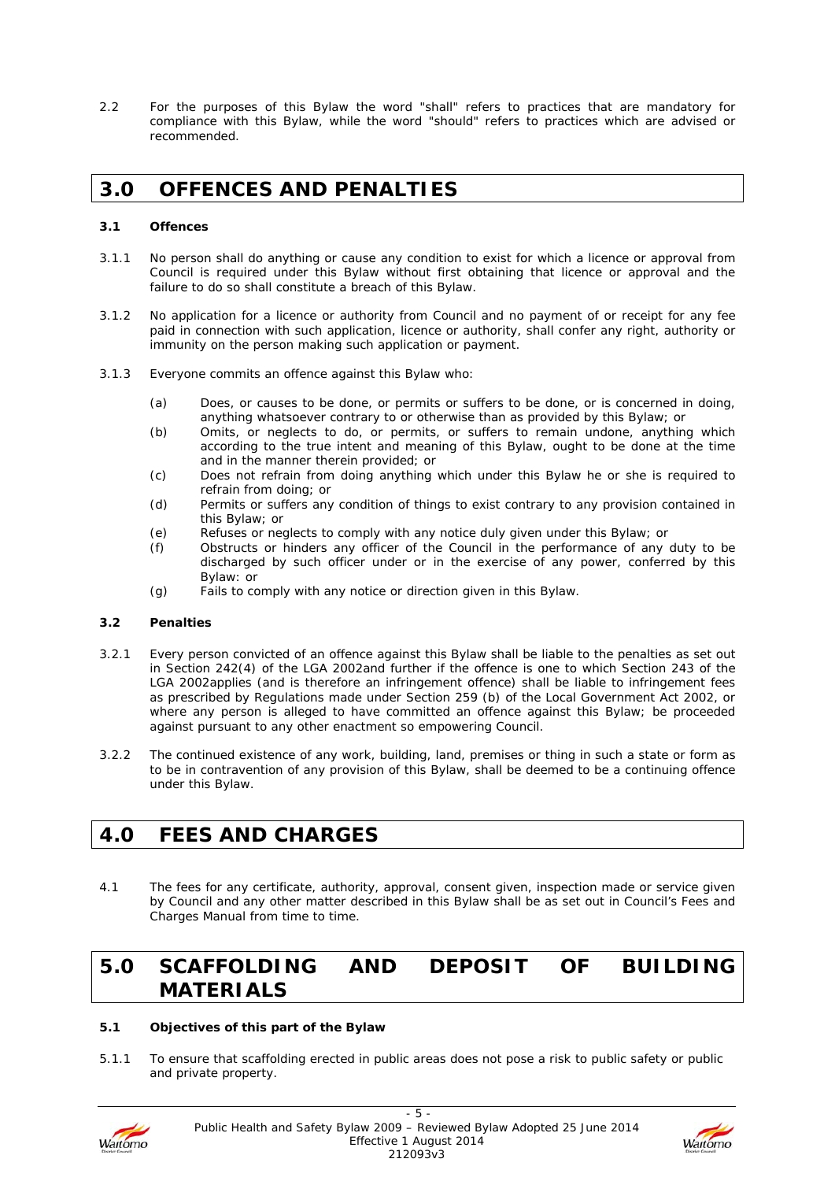2.2 For the purposes of this Bylaw the word "shall" refers to practices that are mandatory for compliance with this Bylaw, while the word "should" refers to practices which are advised or recommended.

# 3.0 OFFENCES AND PENALTIES

### 3.1 Offences

3.1.1 No person shall do anything or cause any condition to exist for which a licence or approval from Council is required under this Bylaw without first obtaining that licence or approval and the failure to do so shall constitute a breach of this Bylaw.

3.1.2 No application for a licence or authority from Council and no payment of or receipt for any fee paid in connection with such application, licence or authority, shall confer any right, authority or immunity on the person making such application or payment.

3.1.3 Everyone commits an offence against this Bylaw who:

(a) Does, or causes to be done, or permits or suffers to be done, or is concerned in doing, anything whatsoever contrary to or otherwise than as provided by this Bylaw; or
(b) Omits, or neglects to do, or permits, or suffers to remain undone, anything which according to the true intent and meaning of this Bylaw, ought to be done at the time and in the manner therein provided; or
(c) Does not refrain from doing anything which under this Bylaw he or she is required to refrain from doing; or
(d) Permits or suffers any condition of things to exist contrary to any provision contained in this Bylaw; or
(e) Refuses or neglects to comply with any notice duly given under this Bylaw; or
(f) Obstructs or hinders any officer of the Council in the performance of any duty to be discharged by such officer under or in the exercise of any power, conferred by this Bylaw: or
(g) Fails to comply with any notice or direction given in this Bylaw.

### 3.2 Penalties

3.2.1 Every person convicted of an offence against this Bylaw shall be liable to the penalties as set out in Section 242(4) of the LGA 2002and further if the offence is one to which Section 243 of the LGA 2002applies (and is therefore an infringement offence) shall be liable to infringement fees as prescribed by Regulations made under Section 259 (b) of the Local Government Act 2002, or where any person is alleged to have committed an offence against this Bylaw; be proceeded against pursuant to any other enactment so empowering Council.

3.2.2 The continued existence of any work, building, land, premises or thing in such a state or form as to be in contravention of any provision of this Bylaw, shall be deemed to be a continuing offence under this Bylaw.

# 4.0 FEES AND CHARGES

4.1 The fees for any certificate, authority, approval, consent given, inspection made or service given by Council and any other matter described in this Bylaw shall be as set out in Council's Fees and Charges Manual from time to time.

# 5.0 SCAFFOLDING AND DEPOSIT OF BUILDING MATERIALS

### 5.1 Objectives of this part of the Bylaw

5.1.1 To ensure that scaffolding erected in public areas does not pose a risk to public safety or public and private property.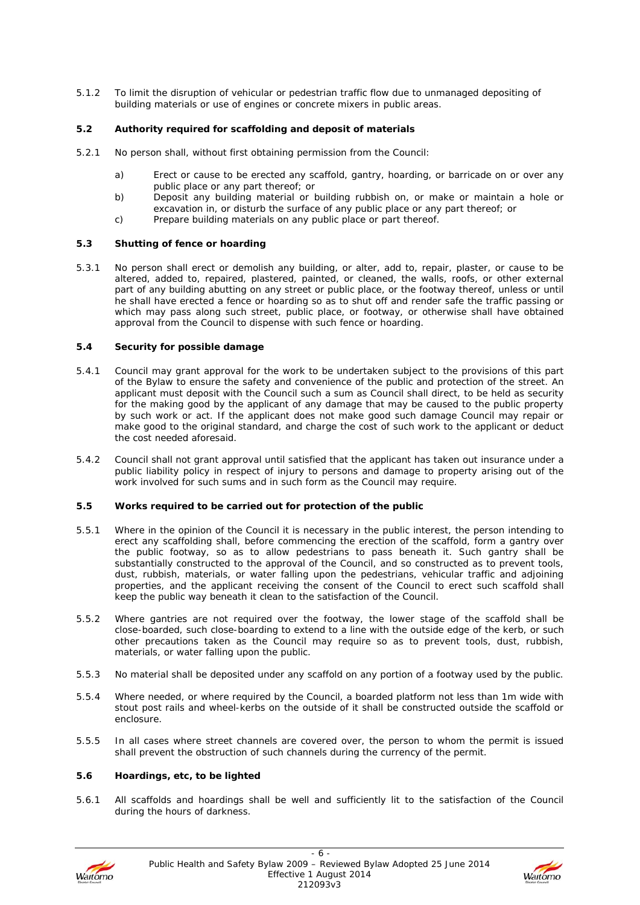5.1.2 To limit the disruption of vehicular or pedestrian traffic flow due to unmanaged depositing of building materials or use of engines or concrete mixers in public areas.

### 5.2 Authority required for scaffolding and deposit of materials

5.2.1 No person shall, without first obtaining permission from the Council:

a) Erect or cause to be erected any scaffold, gantry, hoarding, or barricade on or over any public place or any part thereof; or

b) Deposit any building material or building rubbish on, or make or maintain a hole or excavation in, or disturb the surface of any public place or any part thereof; or

c) Prepare building materials on any public place or part thereof.

### 5.3 Shutting of fence or hoarding

5.3.1 No person shall erect or demolish any building, or alter, add to, repair, plaster, or cause to be altered, added to, repaired, plastered, painted, or cleaned, the walls, roofs, or other external part of any building abutting on any street or public place, or the footway thereof, unless or until he shall have erected a fence or hoarding so as to shut off and render safe the traffic passing or which may pass along such street, public place, or footway, or otherwise shall have obtained approval from the Council to dispense with such fence or hoarding.

### 5.4 Security for possible damage

5.4.1 Council may grant approval for the work to be undertaken subject to the provisions of this part of the Bylaw to ensure the safety and convenience of the public and protection of the street. An applicant must deposit with the Council such a sum as Council shall direct, to be held as security for the making good by the applicant of any damage that may be caused to the public property by such work or act. If the applicant does not make good such damage Council may repair or make good to the original standard, and charge the cost of such work to the applicant or deduct the cost needed aforesaid.

5.4.2 Council shall not grant approval until satisfied that the applicant has taken out insurance under a public liability policy in respect of injury to persons and damage to property arising out of the work involved for such sums and in such form as the Council may require.

### 5.5 Works required to be carried out for protection of the public

5.5.1 Where in the opinion of the Council it is necessary in the public interest, the person intending to erect any scaffolding shall, before commencing the erection of the scaffold, form a gantry over the public footway, so as to allow pedestrians to pass beneath it. Such gantry shall be substantially constructed to the approval of the Council, and so constructed as to prevent tools, dust, rubbish, materials, or water falling upon the pedestrians, vehicular traffic and adjoining properties, and the applicant receiving the consent of the Council to erect such scaffold shall keep the public way beneath it clean to the satisfaction of the Council.

5.5.2 Where gantries are not required over the footway, the lower stage of the scaffold shall be close-boarded, such close-boarding to extend to a line with the outside edge of the kerb, or such other precautions taken as the Council may require so as to prevent tools, dust, rubbish, materials, or water falling upon the public.

5.5.3 No material shall be deposited under any scaffold on any portion of a footway used by the public.

5.5.4 Where needed, or where required by the Council, a boarded platform not less than 1m wide with stout post rails and wheel-kerbs on the outside of it shall be constructed outside the scaffold or enclosure.

5.5.5 In all cases where street channels are covered over, the person to whom the permit is issued shall prevent the obstruction of such channels during the currency of the permit.

### 5.6 Hoardings, etc, to be lighted

5.6.1 All scaffolds and hoardings shall be well and sufficiently lit to the satisfaction of the Council during the hours of darkness.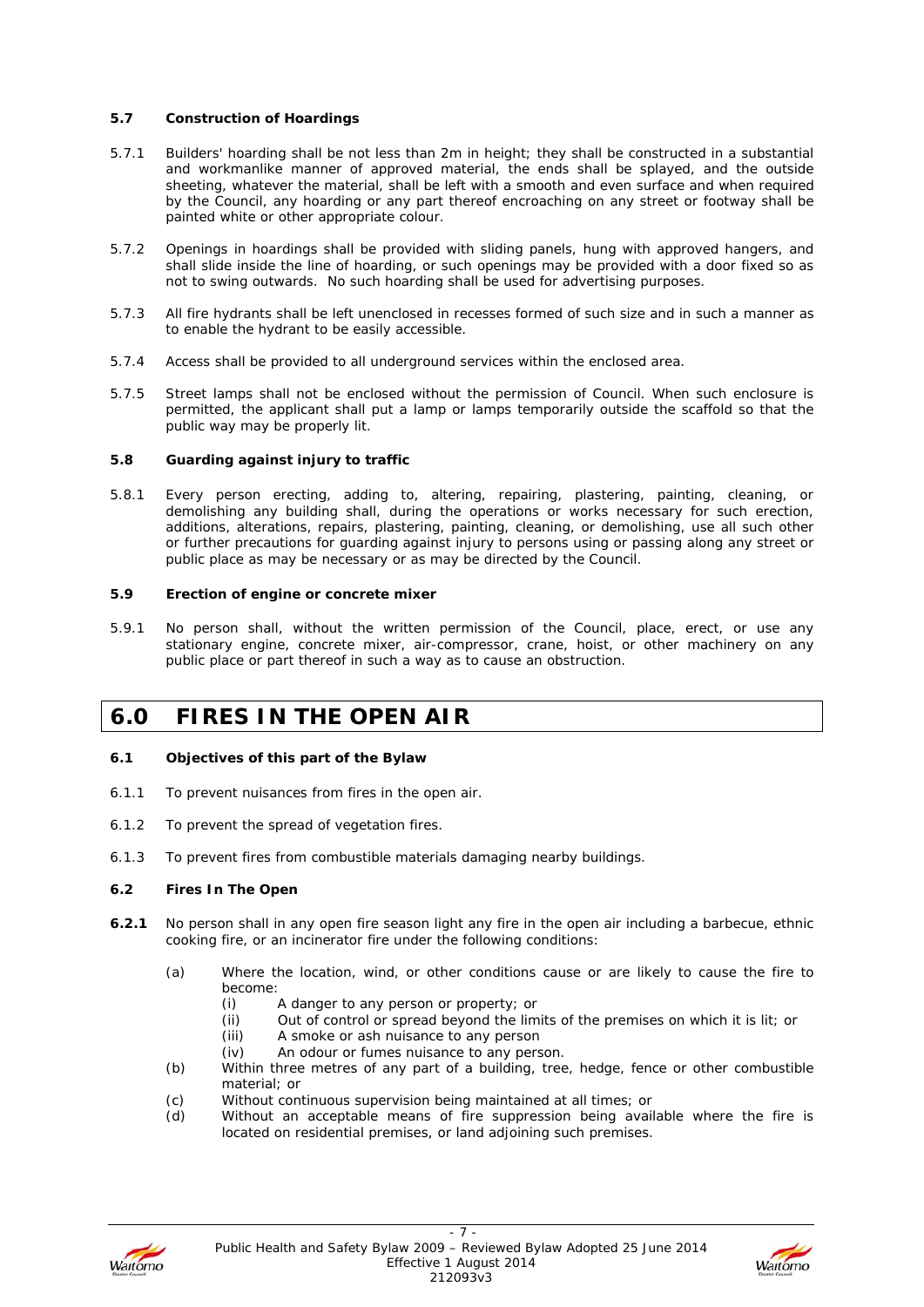### 5.7 Construction of Hoardings

5.7.1 Builders' hoarding shall be not less than 2m in height; they shall be constructed in a substantial and workmanlike manner of approved material, the ends shall be splayed, and the outside sheeting, whatever the material, shall be left with a smooth and even surface and when required by the Council, any hoarding or any part thereof encroaching on any street or footway shall be painted white or other appropriate colour.

5.7.2 Openings in hoardings shall be provided with sliding panels, hung with approved hangers, and shall slide inside the line of hoarding, or such openings may be provided with a door fixed so as not to swing outwards. No such hoarding shall be used for advertising purposes.

5.7.3 All fire hydrants shall be left unenclosed in recesses formed of such size and in such a manner as to enable the hydrant to be easily accessible.

5.7.4 Access shall be provided to all underground services within the enclosed area.

5.7.5 Street lamps shall not be enclosed without the permission of Council. When such enclosure is permitted, the applicant shall put a lamp or lamps temporarily outside the scaffold so that the public way may be properly lit.

### 5.8 Guarding against injury to traffic

5.8.1 Every person erecting, adding to, altering, repairing, plastering, painting, cleaning, or demolishing any building shall, during the operations or works necessary for such erection, additions, alterations, repairs, plastering, painting, cleaning, or demolishing, use all such other or further precautions for guarding against injury to persons using or passing along any street or public place as may be necessary or as may be directed by the Council.

### 5.9 Erection of engine or concrete mixer

5.9.1 No person shall, without the written permission of the Council, place, erect, or use any stationary engine, concrete mixer, air-compressor, crane, hoist, or other machinery on any public place or part thereof in such a way as to cause an obstruction.

## 6.0 FIRES IN THE OPEN AIR

### 6.1 Objectives of this part of the Bylaw

6.1.1 To prevent nuisances from fires in the open air.

6.1.2 To prevent the spread of vegetation fires.

6.1.3 To prevent fires from combustible materials damaging nearby buildings.

### 6.2 Fires In The Open

**6.2.1** No person shall in any open fire season light any fire in the open air including a barbecue, ethnic cooking fire, or an incinerator fire under the following conditions:

(a) Where the location, wind, or other conditions cause or are likely to cause the fire to become:
   - (i) A danger to any person or property; or
   - (ii) Out of control or spread beyond the limits of the premises on which it is lit; or
   - (iii) A smoke or ash nuisance to any person
   - (iv) An odour or fumes nuisance to any person.

(b) Within three metres of any part of a building, tree, hedge, fence or other combustible material; or

(c) Without continuous supervision being maintained at all times; or

(d) Without an acceptable means of fire suppression being available where the fire is located on residential premises, or land adjoining such premises.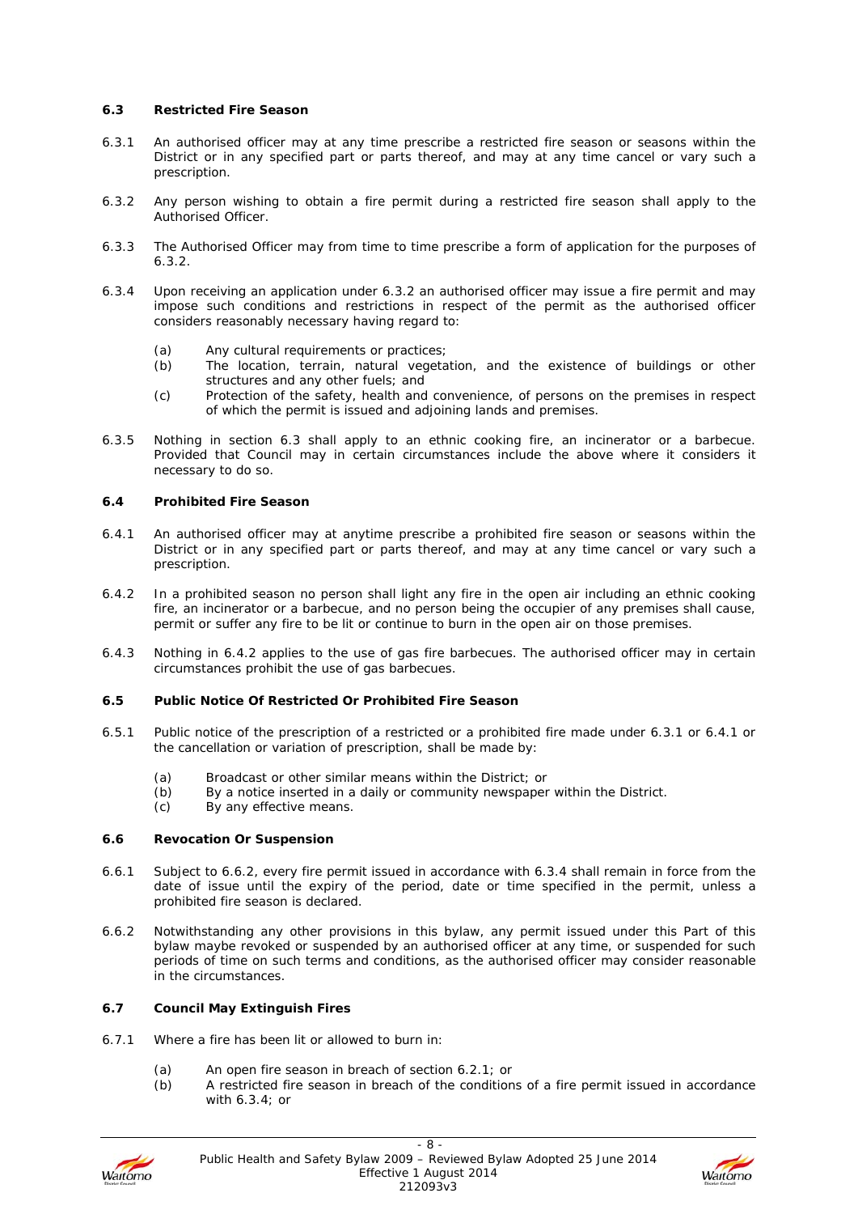### 6.3 Restricted Fire Season

6.3.1 An authorised officer may at any time prescribe a restricted fire season or seasons within the District or in any specified part or parts thereof, and may at any time cancel or vary such a prescription.

6.3.2 Any person wishing to obtain a fire permit during a restricted fire season shall apply to the Authorised Officer.

6.3.3 The Authorised Officer may from time to time prescribe a form of application for the purposes of 6.3.2.

6.3.4 Upon receiving an application under 6.3.2 an authorised officer may issue a fire permit and may impose such conditions and restrictions in respect of the permit as the authorised officer considers reasonably necessary having regard to:

(a) Any cultural requirements or practices;
(b) The location, terrain, natural vegetation, and the existence of buildings or other structures and any other fuels; and
(c) Protection of the safety, health and convenience, of persons on the premises in respect of which the permit is issued and adjoining lands and premises.

6.3.5 Nothing in section 6.3 shall apply to an ethnic cooking fire, an incinerator or a barbecue. Provided that Council may in certain circumstances include the above where it considers it necessary to do so.

### 6.4 Prohibited Fire Season

6.4.1 An authorised officer may at anytime prescribe a prohibited fire season or seasons within the District or in any specified part or parts thereof, and may at any time cancel or vary such a prescription.

6.4.2 In a prohibited season no person shall light any fire in the open air including an ethnic cooking fire, an incinerator or a barbecue, and no person being the occupier of any premises shall cause, permit or suffer any fire to be lit or continue to burn in the open air on those premises.

6.4.3 Nothing in 6.4.2 applies to the use of gas fire barbecues. The authorised officer may in certain circumstances prohibit the use of gas barbecues.

### 6.5 Public Notice Of Restricted Or Prohibited Fire Season

6.5.1 Public notice of the prescription of a restricted or a prohibited fire made under 6.3.1 or 6.4.1 or the cancellation or variation of prescription, shall be made by:

(a) Broadcast or other similar means within the District; or
(b) By a notice inserted in a daily or community newspaper within the District.
(c) By any effective means.

### 6.6 Revocation Or Suspension

6.6.1 Subject to 6.6.2, every fire permit issued in accordance with 6.3.4 shall remain in force from the date of issue until the expiry of the period, date or time specified in the permit, unless a prohibited fire season is declared.

6.6.2 Notwithstanding any other provisions in this bylaw, any permit issued under this Part of this bylaw maybe revoked or suspended by an authorised officer at any time, or suspended for such periods of time on such terms and conditions, as the authorised officer may consider reasonable in the circumstances.

### 6.7 Council May Extinguish Fires

6.7.1 Where a fire has been lit or allowed to burn in:

(a) An open fire season in breach of section 6.2.1; or
(b) A restricted fire season in breach of the conditions of a fire permit issued in accordance with 6.3.4; or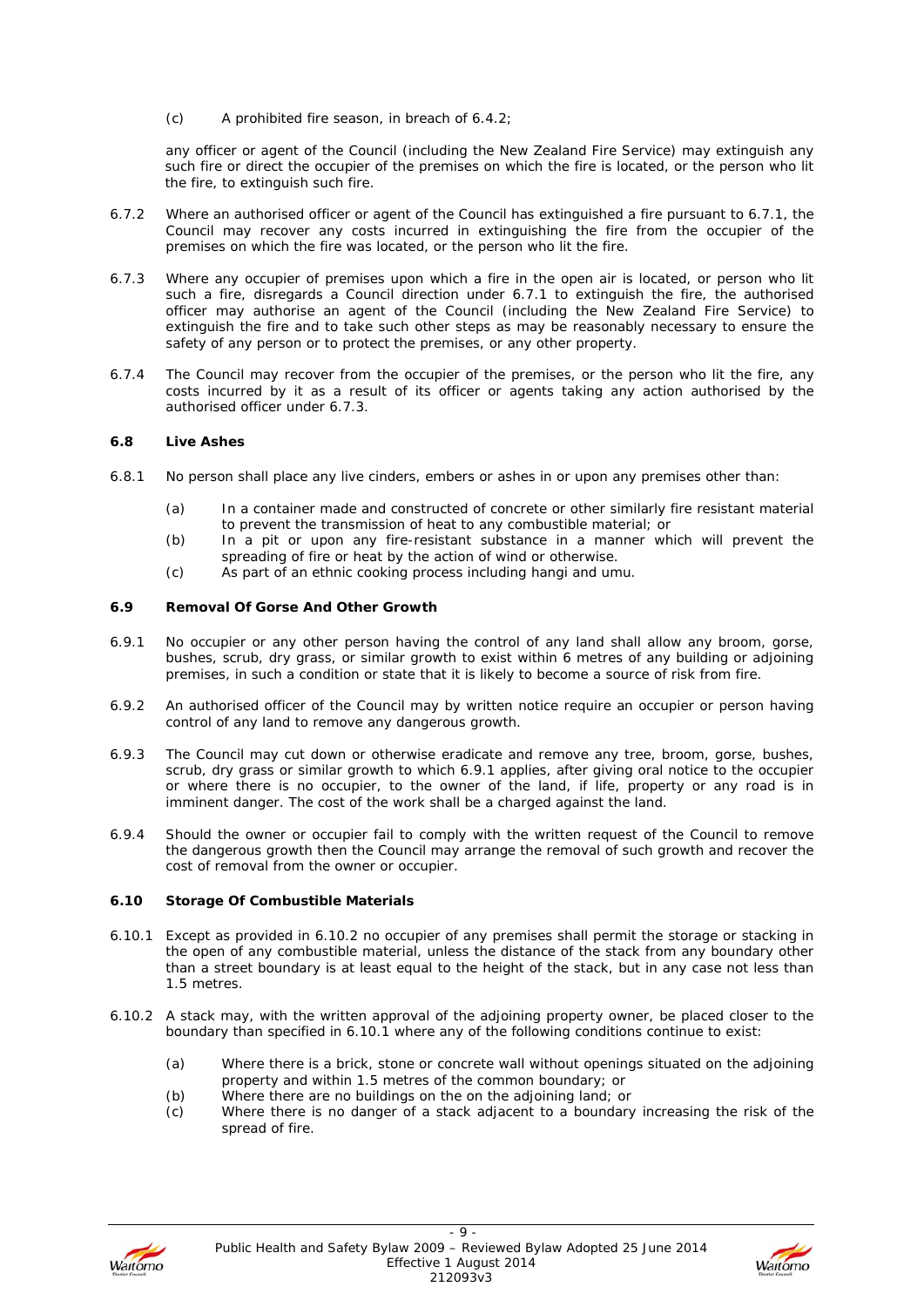(c) A prohibited fire season, in breach of 6.4.2;

any officer or agent of the Council (including the New Zealand Fire Service) may extinguish any such fire or direct the occupier of the premises on which the fire is located, or the person who lit the fire, to extinguish such fire.

6.7.2 Where an authorised officer or agent of the Council has extinguished a fire pursuant to 6.7.1, the Council may recover any costs incurred in extinguishing the fire from the occupier of the premises on which the fire was located, or the person who lit the fire.

6.7.3 Where any occupier of premises upon which a fire in the open air is located, or person who lit such a fire, disregards a Council direction under 6.7.1 to extinguish the fire, the authorised officer may authorise an agent of the Council (including the New Zealand Fire Service) to extinguish the fire and to take such other steps as may be reasonably necessary to ensure the safety of any person or to protect the premises, or any other property.

6.7.4 The Council may recover from the occupier of the premises, or the person who lit the fire, any costs incurred by it as a result of its officer or agents taking any action authorised by the authorised officer under 6.7.3.

### 6.8 Live Ashes

6.8.1 No person shall place any live cinders, embers or ashes in or upon any premises other than:

(a) In a container made and constructed of concrete or other similarly fire resistant material to prevent the transmission of heat to any combustible material; or

(b) In a pit or upon any fire-resistant substance in a manner which will prevent the spreading of fire or heat by the action of wind or otherwise.

(c) As part of an ethnic cooking process including hangi and umu.

### 6.9 Removal Of Gorse And Other Growth

6.9.1 No occupier or any other person having the control of any land shall allow any broom, gorse, bushes, scrub, dry grass, or similar growth to exist within 6 metres of any building or adjoining premises, in such a condition or state that it is likely to become a source of risk from fire.

6.9.2 An authorised officer of the Council may by written notice require an occupier or person having control of any land to remove any dangerous growth.

6.9.3 The Council may cut down or otherwise eradicate and remove any tree, broom, gorse, bushes, scrub, dry grass or similar growth to which 6.9.1 applies, after giving oral notice to the occupier or where there is no occupier, to the owner of the land, if life, property or any road is in imminent danger. The cost of the work shall be a charged against the land.

6.9.4 Should the owner or occupier fail to comply with the written request of the Council to remove the dangerous growth then the Council may arrange the removal of such growth and recover the cost of removal from the owner or occupier.

### 6.10 Storage Of Combustible Materials

6.10.1 Except as provided in 6.10.2 no occupier of any premises shall permit the storage or stacking in the open of any combustible material, unless the distance of the stack from any boundary other than a street boundary is at least equal to the height of the stack, but in any case not less than 1.5 metres.

6.10.2 A stack may, with the written approval of the adjoining property owner, be placed closer to the boundary than specified in 6.10.1 where any of the following conditions continue to exist:

(a) Where there is a brick, stone or concrete wall without openings situated on the adjoining property and within 1.5 metres of the common boundary; or

(b) Where there are no buildings on the on the adjoining land; or

(c) Where there is no danger of a stack adjacent to a boundary increasing the risk of the spread of fire.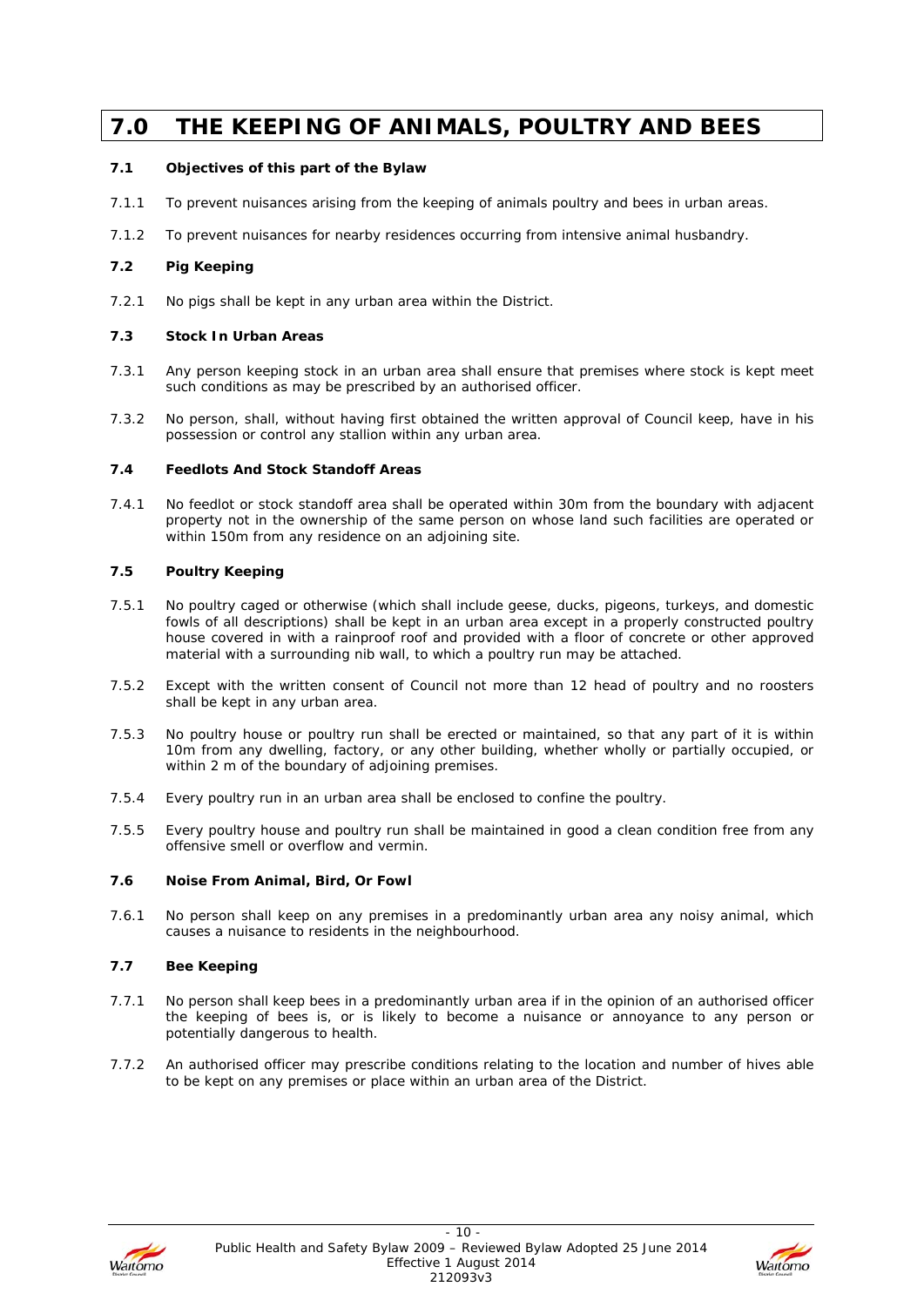# 7.0 THE KEEPING OF ANIMALS, POULTRY AND BEES

**7.1 Objectives of this part of the Bylaw**

7.1.1 To prevent nuisances arising from the keeping of animals poultry and bees in urban areas.

7.1.2 To prevent nuisances for nearby residences occurring from intensive animal husbandry.

**7.2 Pig Keeping**

7.2.1 No pigs shall be kept in any urban area within the District.

**7.3 Stock In Urban Areas**

7.3.1 Any person keeping stock in an urban area shall ensure that premises where stock is kept meet such conditions as may be prescribed by an authorised officer.

7.3.2 No person, shall, without having first obtained the written approval of Council keep, have in his possession or control any stallion within any urban area.

**7.4 Feedlots And Stock Standoff Areas**

7.4.1 No feedlot or stock standoff area shall be operated within 30m from the boundary with adjacent property not in the ownership of the same person on whose land such facilities are operated or within 150m from any residence on an adjoining site.

**7.5 Poultry Keeping**

7.5.1 No poultry caged or otherwise (which shall include geese, ducks, pigeons, turkeys, and domestic fowls of all descriptions) shall be kept in an urban area except in a properly constructed poultry house covered in with a rainproof roof and provided with a floor of concrete or other approved material with a surrounding nib wall, to which a poultry run may be attached.

7.5.2 Except with the written consent of Council not more than 12 head of poultry and no roosters shall be kept in any urban area.

7.5.3 No poultry house or poultry run shall be erected or maintained, so that any part of it is within 10m from any dwelling, factory, or any other building, whether wholly or partially occupied, or within 2 m of the boundary of adjoining premises.

7.5.4 Every poultry run in an urban area shall be enclosed to confine the poultry.

7.5.5 Every poultry house and poultry run shall be maintained in good a clean condition free from any offensive smell or overflow and vermin.

**7.6 Noise From Animal, Bird, Or Fowl**

7.6.1 No person shall keep on any premises in a predominantly urban area any noisy animal, which causes a nuisance to residents in the neighbourhood.

**7.7 Bee Keeping**

7.7.1 No person shall keep bees in a predominantly urban area if in the opinion of an authorised officer the keeping of bees is, or is likely to become a nuisance or annoyance to any person or potentially dangerous to health.

7.7.2 An authorised officer may prescribe conditions relating to the location and number of hives able to be kept on any premises or place within an urban area of the District.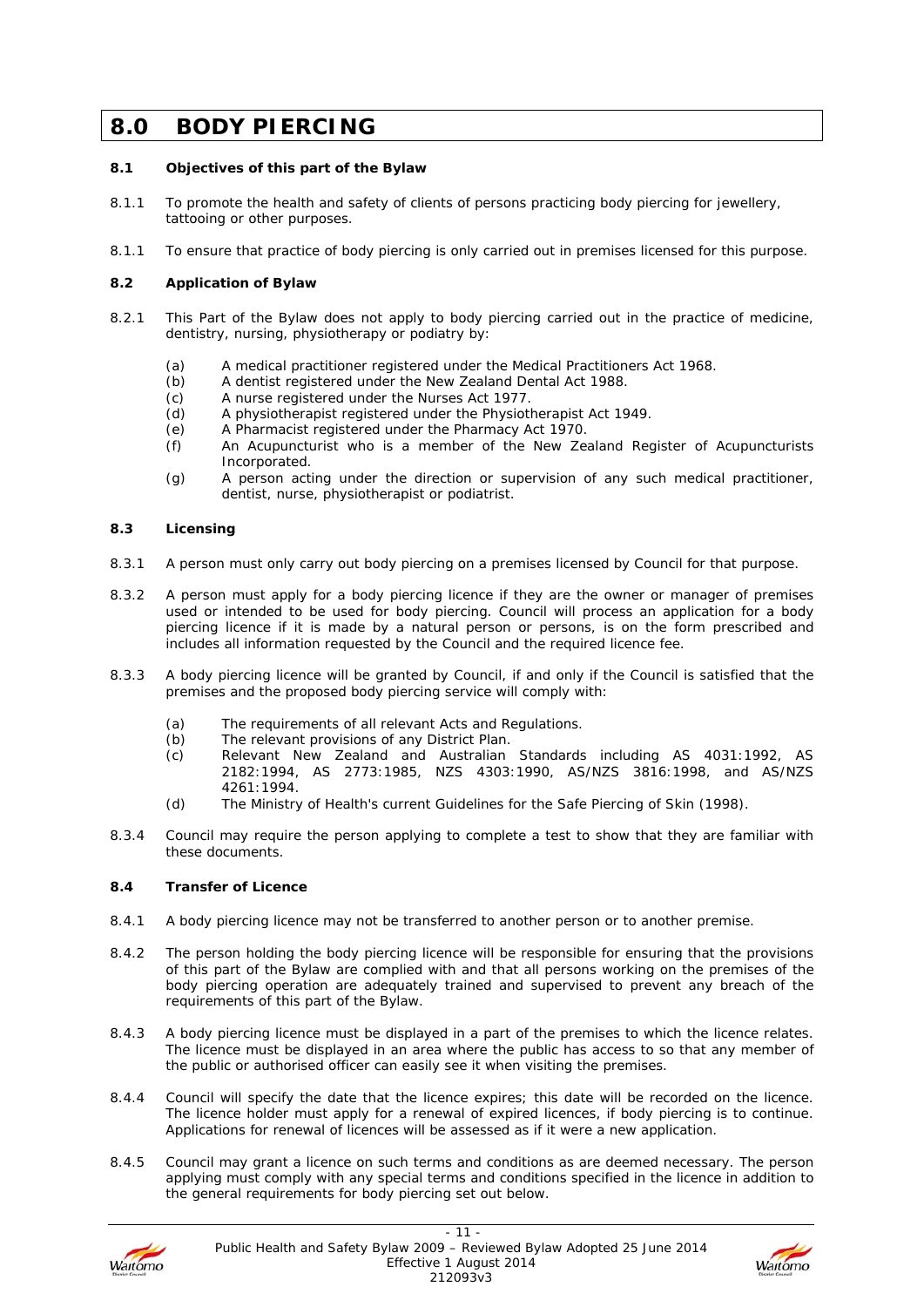# 8.0 BODY PIERCING

**8.1 Objectives of this part of the Bylaw**

8.1.1 To promote the health and safety of clients of persons practicing body piercing for jewellery, tattooing or other purposes.

8.1.1 To ensure that practice of body piercing is only carried out in premises licensed for this purpose.

**8.2 Application of Bylaw**

8.2.1 This Part of the Bylaw does not apply to body piercing carried out in the practice of medicine, dentistry, nursing, physiotherapy or podiatry by:

- (a) A medical practitioner registered under the Medical Practitioners Act 1968.
- (b) A dentist registered under the New Zealand Dental Act 1988.
- (c) A nurse registered under the Nurses Act 1977.
- (d) A physiotherapist registered under the Physiotherapist Act 1949.
- (e) A Pharmacist registered under the Pharmacy Act 1970.
- (f) An Acupuncturist who is a member of the New Zealand Register of Acupuncturists Incorporated.
- (g) A person acting under the direction or supervision of any such medical practitioner, dentist, nurse, physiotherapist or podiatrist.

**8.3 Licensing**

8.3.1 A person must only carry out body piercing on a premises licensed by Council for that purpose.

8.3.2 A person must apply for a body piercing licence if they are the owner or manager of premises used or intended to be used for body piercing. Council will process an application for a body piercing licence if it is made by a natural person or persons, is on the form prescribed and includes all information requested by the Council and the required licence fee.

8.3.3 A body piercing licence will be granted by Council, if and only if the Council is satisfied that the premises and the proposed body piercing service will comply with:

- (a) The requirements of all relevant Acts and Regulations.
- (b) The relevant provisions of any District Plan.
- (c) Relevant New Zealand and Australian Standards including AS 4031:1992, AS 2182:1994, AS 2773:1985, NZS 4303:1990, AS/NZS 3816:1998, and AS/NZS 4261:1994.
- (d) The Ministry of Health's current Guidelines for the Safe Piercing of Skin (1998).

8.3.4 Council may require the person applying to complete a test to show that they are familiar with these documents.

**8.4 Transfer of Licence**

8.4.1 A body piercing licence may not be transferred to another person or to another premise.

8.4.2 The person holding the body piercing licence will be responsible for ensuring that the provisions of this part of the Bylaw are complied with and that all persons working on the premises of the body piercing operation are adequately trained and supervised to prevent any breach of the requirements of this part of the Bylaw.

8.4.3 A body piercing licence must be displayed in a part of the premises to which the licence relates. The licence must be displayed in an area where the public has access to so that any member of the public or authorised officer can easily see it when visiting the premises.

8.4.4 Council will specify the date that the licence expires; this date will be recorded on the licence. The licence holder must apply for a renewal of expired licences, if body piercing is to continue. Applications for renewal of licences will be assessed as if it were a new application.

8.4.5 Council may grant a licence on such terms and conditions as are deemed necessary. The person applying must comply with any special terms and conditions specified in the licence in addition to the general requirements for body piercing set out below.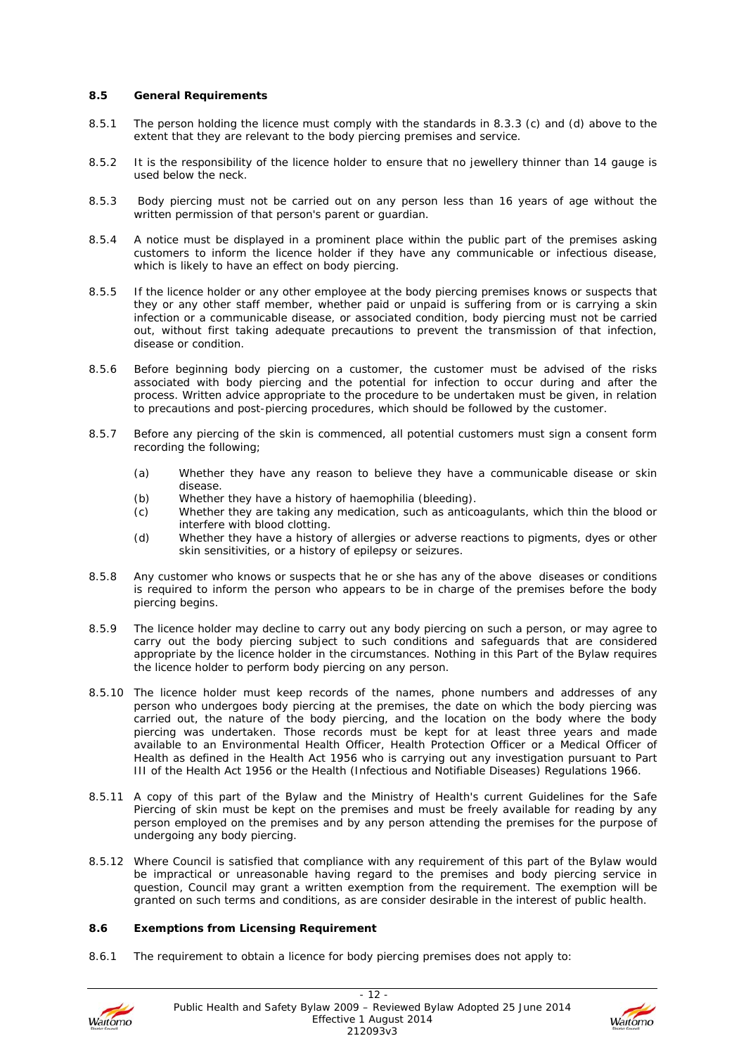### 8.5 General Requirements

8.5.1 The person holding the licence must comply with the standards in 8.3.3 (c) and (d) above to the extent that they are relevant to the body piercing premises and service.

8.5.2 It is the responsibility of the licence holder to ensure that no jewellery thinner than 14 gauge is used below the neck.

8.5.3 Body piercing must not be carried out on any person less than 16 years of age without the written permission of that person's parent or guardian.

8.5.4 A notice must be displayed in a prominent place within the public part of the premises asking customers to inform the licence holder if they have any communicable or infectious disease, which is likely to have an effect on body piercing.

8.5.5 If the licence holder or any other employee at the body piercing premises knows or suspects that they or any other staff member, whether paid or unpaid is suffering from or is carrying a skin infection or a communicable disease, or associated condition, body piercing must not be carried out, without first taking adequate precautions to prevent the transmission of that infection, disease or condition.

8.5.6 Before beginning body piercing on a customer, the customer must be advised of the risks associated with body piercing and the potential for infection to occur during and after the process. Written advice appropriate to the procedure to be undertaken must be given, in relation to precautions and post-piercing procedures, which should be followed by the customer.

8.5.7 Before any piercing of the skin is commenced, all potential customers must sign a consent form recording the following;

- (a) Whether they have any reason to believe they have a communicable disease or skin disease.
- (b) Whether they have a history of haemophilia (bleeding).
- (c) Whether they are taking any medication, such as anticoagulants, which thin the blood or interfere with blood clotting.
- (d) Whether they have a history of allergies or adverse reactions to pigments, dyes or other skin sensitivities, or a history of epilepsy or seizures.

8.5.8 Any customer who knows or suspects that he or she has any of the above diseases or conditions is required to inform the person who appears to be in charge of the premises before the body piercing begins.

8.5.9 The licence holder may decline to carry out any body piercing on such a person, or may agree to carry out the body piercing subject to such conditions and safeguards that are considered appropriate by the licence holder in the circumstances. Nothing in this Part of the Bylaw requires the licence holder to perform body piercing on any person.

8.5.10 The licence holder must keep records of the names, phone numbers and addresses of any person who undergoes body piercing at the premises, the date on which the body piercing was carried out, the nature of the body piercing, and the location on the body where the body piercing was undertaken. Those records must be kept for at least three years and made available to an Environmental Health Officer, Health Protection Officer or a Medical Officer of Health as defined in the Health Act 1956 who is carrying out any investigation pursuant to Part III of the Health Act 1956 or the Health (Infectious and Notifiable Diseases) Regulations 1966.

8.5.11 A copy of this part of the Bylaw and the Ministry of Health's current Guidelines for the Safe Piercing of skin must be kept on the premises and must be freely available for reading by any person employed on the premises and by any person attending the premises for the purpose of undergoing any body piercing.

8.5.12 Where Council is satisfied that compliance with any requirement of this part of the Bylaw would be impractical or unreasonable having regard to the premises and body piercing service in question, Council may grant a written exemption from the requirement. The exemption will be granted on such terms and conditions, as are consider desirable in the interest of public health.

### 8.6 Exemptions from Licensing Requirement

8.6.1 The requirement to obtain a licence for body piercing premises does not apply to: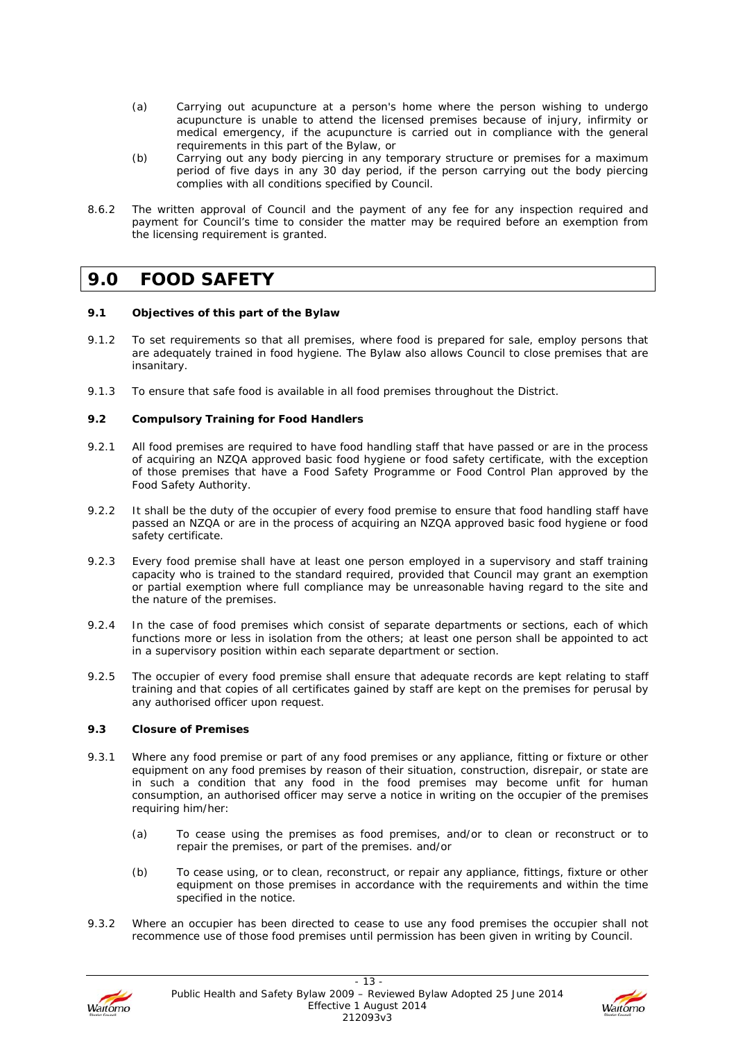(a) Carrying out acupuncture at a person's home where the person wishing to undergo acupuncture is unable to attend the licensed premises because of injury, infirmity or medical emergency, if the acupuncture is carried out in compliance with the general requirements in this part of the Bylaw, or

(b) Carrying out any body piercing in any temporary structure or premises for a maximum period of five days in any 30 day period, if the person carrying out the body piercing complies with all conditions specified by Council.

8.6.2 The written approval of Council and the payment of any fee for any inspection required and payment for Council's time to consider the matter may be required before an exemption from the licensing requirement is granted.

# 9.0 FOOD SAFETY

### 9.1 Objectives of this part of the Bylaw

9.1.2 To set requirements so that all premises, where food is prepared for sale, employ persons that are adequately trained in food hygiene. The Bylaw also allows Council to close premises that are insanitary.

9.1.3 To ensure that safe food is available in all food premises throughout the District.

### 9.2 Compulsory Training for Food Handlers

9.2.1 All food premises are required to have food handling staff that have passed or are in the process of acquiring an NZQA approved basic food hygiene or food safety certificate, with the exception of those premises that have a Food Safety Programme or Food Control Plan approved by the Food Safety Authority.

9.2.2 It shall be the duty of the occupier of every food premise to ensure that food handling staff have passed an NZQA or are in the process of acquiring an NZQA approved basic food hygiene or food safety certificate.

9.2.3 Every food premise shall have at least one person employed in a supervisory and staff training capacity who is trained to the standard required, provided that Council may grant an exemption or partial exemption where full compliance may be unreasonable having regard to the site and the nature of the premises.

9.2.4 In the case of food premises which consist of separate departments or sections, each of which functions more or less in isolation from the others; at least one person shall be appointed to act in a supervisory position within each separate department or section.

9.2.5 The occupier of every food premise shall ensure that adequate records are kept relating to staff training and that copies of all certificates gained by staff are kept on the premises for perusal by any authorised officer upon request.

### 9.3 Closure of Premises

9.3.1 Where any food premise or part of any food premises or any appliance, fitting or fixture or other equipment on any food premises by reason of their situation, construction, disrepair, or state are in such a condition that any food in the food premises may become unfit for human consumption, an authorised officer may serve a notice in writing on the occupier of the premises requiring him/her:

(a) To cease using the premises as food premises, and/or to clean or reconstruct or to repair the premises, or part of the premises. and/or

(b) To cease using, or to clean, reconstruct, or repair any appliance, fittings, fixture or other equipment on those premises in accordance with the requirements and within the time specified in the notice.

9.3.2 Where an occupier has been directed to cease to use any food premises the occupier shall not recommence use of those food premises until permission has been given in writing by Council.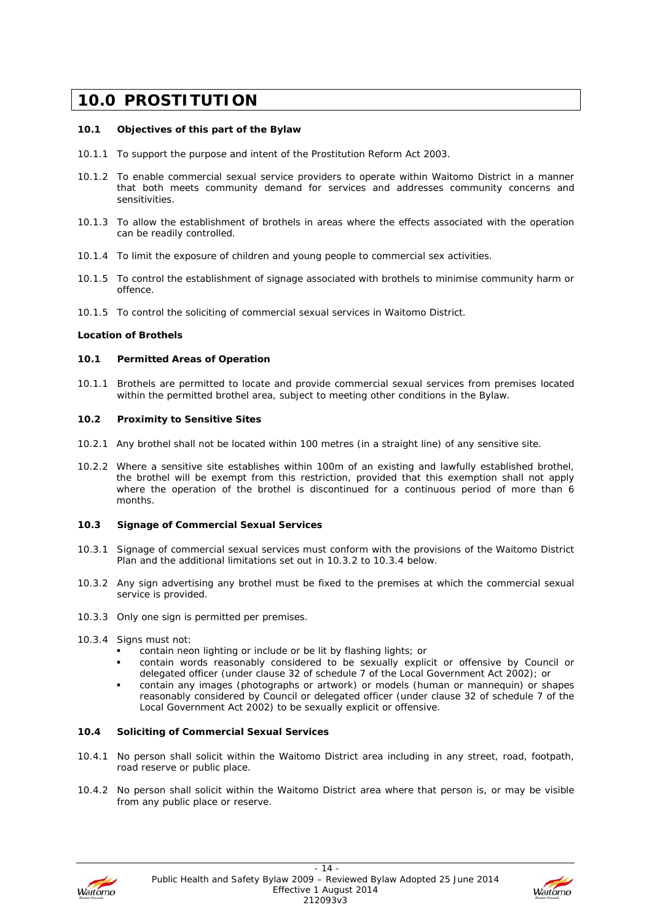# 10.0 PROSTITUTION

### 10.1 Objectives of this part of the Bylaw

10.1.1 To support the purpose and intent of the Prostitution Reform Act 2003.

10.1.2 To enable commercial sexual service providers to operate within Waitomo District in a manner that both meets community demand for services and addresses community concerns and sensitivities.

10.1.3 To allow the establishment of brothels in areas where the effects associated with the operation can be readily controlled.

10.1.4 To limit the exposure of children and young people to commercial sex activities.

10.1.5 To control the establishment of signage associated with brothels to minimise community harm or offence.

10.1.5 To control the soliciting of commercial sexual services in Waitomo District.

**Location of Brothels**

### 10.1 Permitted Areas of Operation

10.1.1 Brothels are permitted to locate and provide commercial sexual services from premises located within the permitted brothel area, subject to meeting other conditions in the Bylaw.

### 10.2 Proximity to Sensitive Sites

10.2.1 Any brothel shall not be located within 100 metres (in a straight line) of any sensitive site.

10.2.2 Where a sensitive site establishes within 100m of an existing and lawfully established brothel, the brothel will be exempt from this restriction, provided that this exemption shall not apply where the operation of the brothel is discontinued for a continuous period of more than 6 months.

### 10.3 Signage of Commercial Sexual Services

10.3.1 Signage of commercial sexual services must conform with the provisions of the Waitomo District Plan and the additional limitations set out in 10.3.2 to 10.3.4 below.

10.3.2 Any sign advertising any brothel must be fixed to the premises at which the commercial sexual service is provided.

10.3.3 Only one sign is permitted per premises.

10.3.4 Signs must not:

- contain neon lighting or include or be lit by flashing lights; or
- contain words reasonably considered to be sexually explicit or offensive by Council or delegated officer (under clause 32 of schedule 7 of the Local Government Act 2002); or
- contain any images (photographs or artwork) or models (human or mannequin) or shapes reasonably considered by Council or delegated officer (under clause 32 of schedule 7 of the Local Government Act 2002) to be sexually explicit or offensive.

### 10.4 Soliciting of Commercial Sexual Services

10.4.1 No person shall solicit within the Waitomo District area including in any street, road, footpath, road reserve or public place.

10.4.2 No person shall solicit within the Waitomo District area where that person is, or may be visible from any public place or reserve.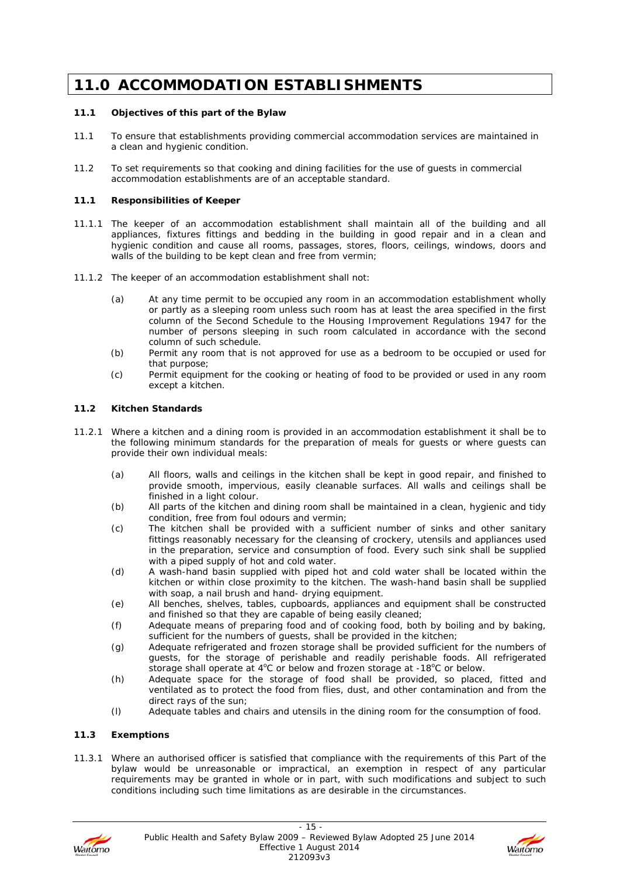# 11.0 ACCOMMODATION ESTABLISHMENTS

### 11.1 Objectives of this part of the Bylaw

11.1 To ensure that establishments providing commercial accommodation services are maintained in a clean and hygienic condition.

11.2 To set requirements so that cooking and dining facilities for the use of guests in commercial accommodation establishments are of an acceptable standard.

### 11.1 Responsibilities of Keeper

11.1.1 The keeper of an accommodation establishment shall maintain all of the building and all appliances, fixtures fittings and bedding in the building in good repair and in a clean and hygienic condition and cause all rooms, passages, stores, floors, ceilings, windows, doors and walls of the building to be kept clean and free from vermin;

11.1.2 The keeper of an accommodation establishment shall not:

(a) At any time permit to be occupied any room in an accommodation establishment wholly or partly as a sleeping room unless such room has at least the area specified in the first column of the Second Schedule to the Housing Improvement Regulations 1947 for the number of persons sleeping in such room calculated in accordance with the second column of such schedule.

(b) Permit any room that is not approved for use as a bedroom to be occupied or used for that purpose;

(c) Permit equipment for the cooking or heating of food to be provided or used in any room except a kitchen.

### 11.2 Kitchen Standards

11.2.1 Where a kitchen and a dining room is provided in an accommodation establishment it shall be to the following minimum standards for the preparation of meals for guests or where guests can provide their own individual meals:

(a) All floors, walls and ceilings in the kitchen shall be kept in good repair, and finished to provide smooth, impervious, easily cleanable surfaces. All walls and ceilings shall be finished in a light colour.

(b) All parts of the kitchen and dining room shall be maintained in a clean, hygienic and tidy condition, free from foul odours and vermin;

(c) The kitchen shall be provided with a sufficient number of sinks and other sanitary fittings reasonably necessary for the cleansing of crockery, utensils and appliances used in the preparation, service and consumption of food. Every such sink shall be supplied with a piped supply of hot and cold water.

(d) A wash-hand basin supplied with piped hot and cold water shall be located within the kitchen or within close proximity to the kitchen. The wash-hand basin shall be supplied with soap, a nail brush and hand- drying equipment.

(e) All benches, shelves, tables, cupboards, appliances and equipment shall be constructed and finished so that they are capable of being easily cleaned;

(f) Adequate means of preparing food and of cooking food, both by boiling and by baking, sufficient for the numbers of guests, shall be provided in the kitchen;

(g) Adequate refrigerated and frozen storage shall be provided sufficient for the numbers of guests, for the storage of perishable and readily perishable foods. All refrigerated storage shall operate at 4°C or below and frozen storage at -18°C or below.

(h) Adequate space for the storage of food shall be provided, so placed, fitted and ventilated as to protect the food from flies, dust, and other contamination and from the direct rays of the sun;

(I) Adequate tables and chairs and utensils in the dining room for the consumption of food.

### 11.3 Exemptions

11.3.1 Where an authorised officer is satisfied that compliance with the requirements of this Part of the bylaw would be unreasonable or impractical, an exemption in respect of any particular requirements may be granted in whole or in part, with such modifications and subject to such conditions including such time limitations as are desirable in the circumstances.